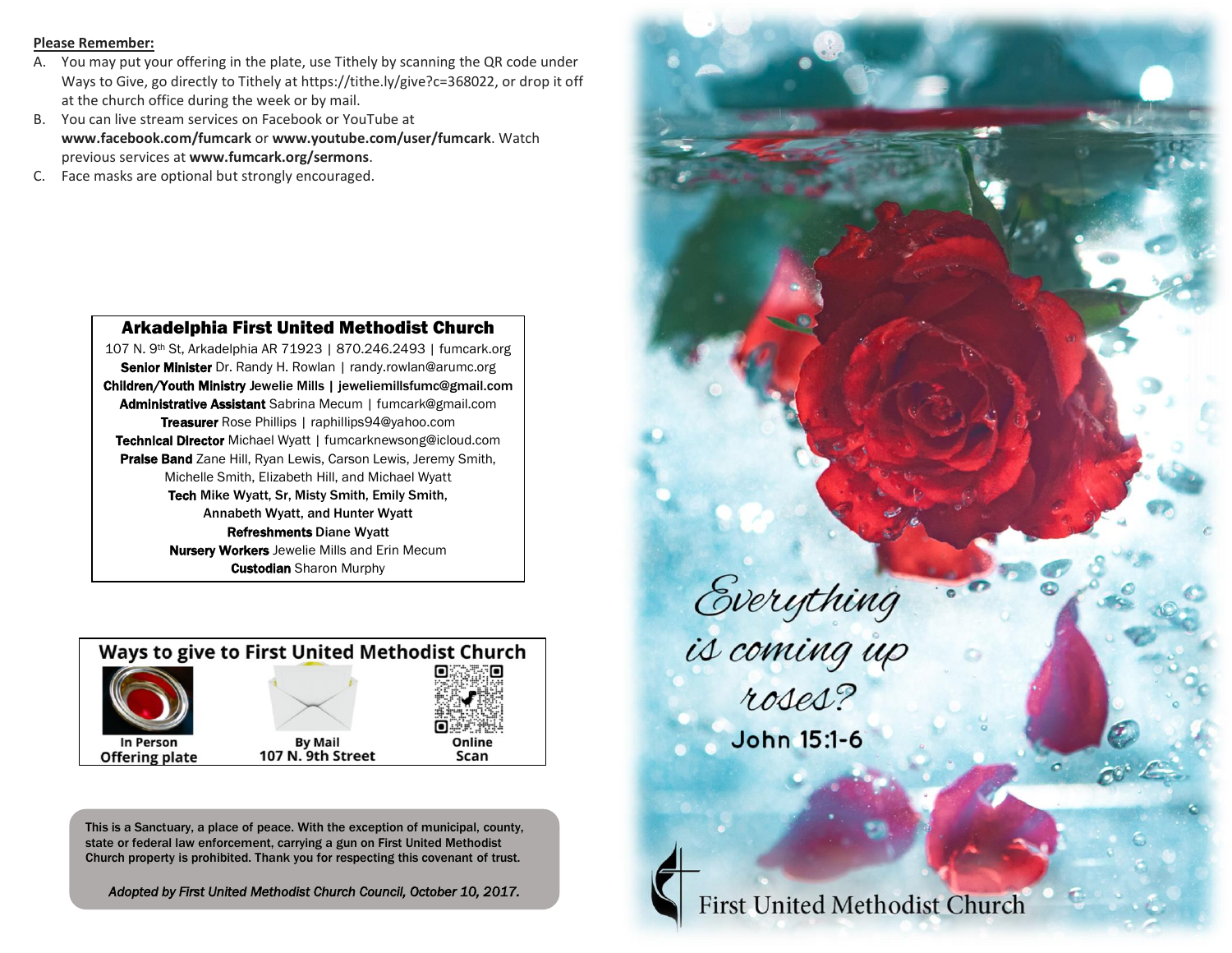**Please Remember:**

A. You may put your offering in the plate, use Tithely by scanning the QR code under Ways to Give, go directly to Tithely at https://tithe.ly/give?c=368022, or drop it off at the church office during the week or by mail.
B. You can live stream services on Facebook or YouTube at **www.facebook.com/fumcark** or **www.youtube.com/user/fumcark**. Watch previous services at **www.fumcark.org/sermons**.
C. Face masks are optional but strongly encouraged.

## Arkadelphia First United Methodist Church

107 N. 9th St, Arkadelphia AR 71923 | 870.246.2493 | fumcark.org

**Senior Minister** Dr. Randy H. Rowlan | randy.rowlan@arumc.org

**Children/Youth Ministry** Jewelie Mills | jeweliemillsfumc@gmail.com

**Administrative Assistant** Sabrina Mecum | fumcark@gmail.com

**Treasurer** Rose Phillips | raphillips94@yahoo.com

**Technical Director** Michael Wyatt | fumcarknewsong@icloud.com

**Praise Band** Zane Hill, Ryan Lewis, Carson Lewis, Jeremy Smith, Michelle Smith, Elizabeth Hill, and Michael Wyatt

**Tech** Mike Wyatt, Sr, Misty Smith, Emily Smith, Annabeth Wyatt, and Hunter Wyatt

**Refreshments** Diane Wyatt

**Nursery Workers** Jewelie Mills and Erin Mecum

**Custodian** Sharon Murphy

## Ways to give to First United Methodist Church

| In Person | By Mail | Online |
|---|---|---|
| Offering plate | 107 N. 9th Street | Scan |

**This is a Sanctuary, a place of peace. With the exception of municipal, county, state or federal law enforcement, carrying a gun on First United Methodist Church property is prohibited. Thank you for respecting this covenant of trust.**

*Adopted by First United Methodist Church Council, October 10, 2017.*

# Everything is coming up roses?

**John 15:1-6**

First United Methodist Church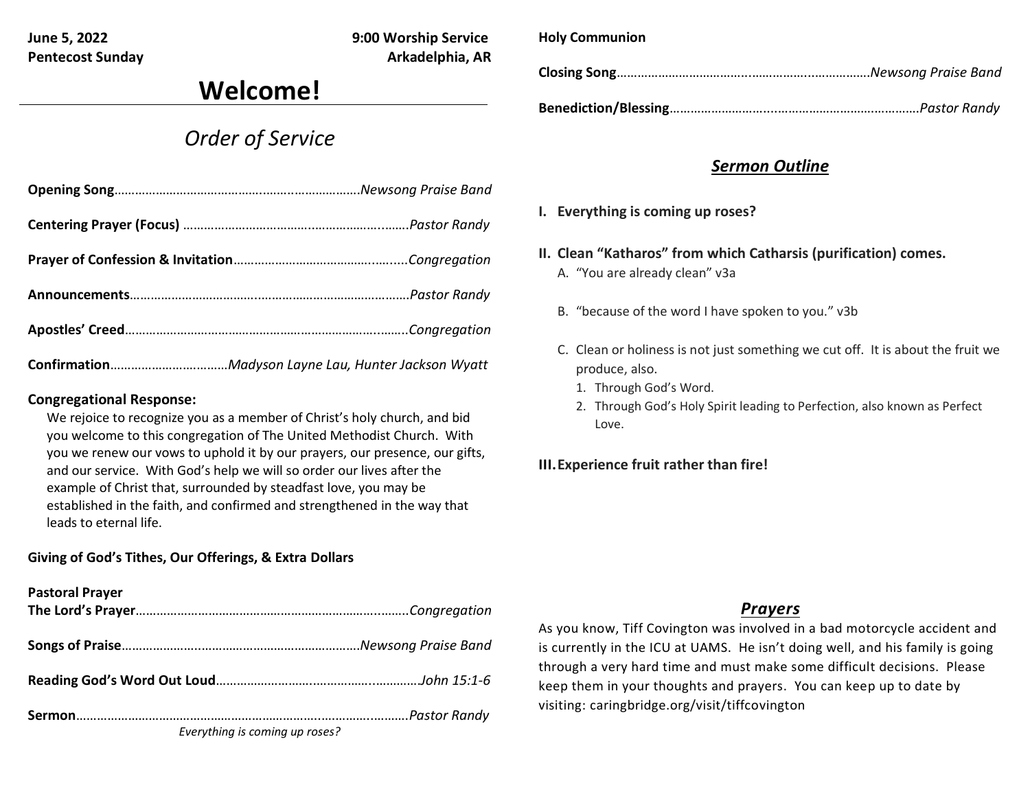**June 5, 2022** **9:00 Worship Service**
**Pentecost Sunday** **Arkadelphia, AR**

# Welcome!

## *Order of Service*

**Opening Song**……………………………………..…..…..…………….*Newsong Praise Band*

**Centering Prayer (Focus)** ……………………………..………………..…….*Pastor Randy*

**Prayer of Confession & Invitation**…………………………………..…....*Congregation*

**Announcements**……………………………..…………………………………*Pastor Randy*

**Apostles' Creed**………………………………………………………………..……..*Congregation*

**Confirmation**……………………………*Madyson Layne Lau, Hunter Jackson Wyatt*

**Congregational Response:**

We rejoice to recognize you as a member of Christ's holy church, and bid you welcome to this congregation of The United Methodist Church. With you we renew our vows to uphold it by our prayers, our presence, our gifts, and our service. With God's help we will so order our lives after the example of Christ that, surrounded by steadfast love, you may be established in the faith, and confirmed and strengthened in the way that leads to eternal life.

**Giving of God's Tithes, Our Offerings, & Extra Dollars**

**Pastoral Prayer**

**The Lord's Prayer**………………………………………………………….……..*Congregation*

**Songs of Praise**………………..………………………………………*Newsong Praise Band*

**Reading God's Word Out Loud**……………………..……………..…………*John 15:1-6*

**Sermon**…………………………………………………………..…………..………*Pastor Randy*

*Everything is coming up roses?*

**Holy Communion**

**Closing Song**………………………………..…………….………………*Newsong Praise Band*

**Benediction/Blessing**……………………...…………………………………*Pastor Randy*

## ***Sermon Outline***

**I. Everything is coming up roses?**

**II. Clean "Katharos" from which Catharsis (purification) comes.**

A. "You are already clean" v3a

B. "because of the word I have spoken to you." v3b

C. Clean or holiness is not just something we cut off. It is about the fruit we produce, also.

1. Through God's Word.
2. Through God's Holy Spirit leading to Perfection, also known as Perfect Love.

**III. Experience fruit rather than fire!**

## ***Prayers***

As you know, Tiff Covington was involved in a bad motorcycle accident and is currently in the ICU at UAMS. He isn't doing well, and his family is going through a very hard time and must make some difficult decisions. Please keep them in your thoughts and prayers. You can keep up to date by visiting: caringbridge.org/visit/tiffcovington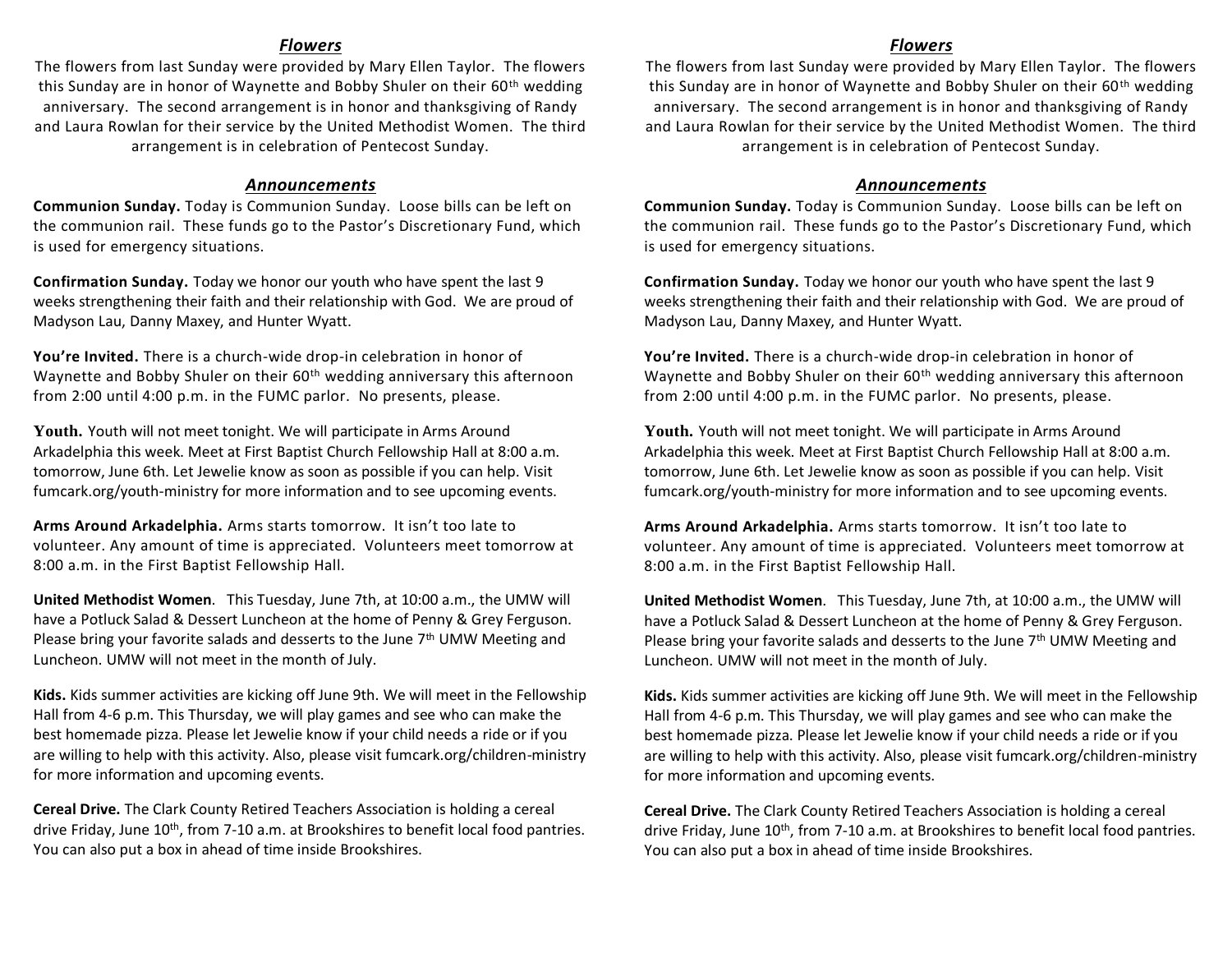### *Flowers*

The flowers from last Sunday were provided by Mary Ellen Taylor. The flowers this Sunday are in honor of Waynette and Bobby Shuler on their 60th wedding anniversary. The second arrangement is in honor and thanksgiving of Randy and Laura Rowlan for their service by the United Methodist Women. The third arrangement is in celebration of Pentecost Sunday.

### *Announcements*

**Communion Sunday.** Today is Communion Sunday. Loose bills can be left on the communion rail. These funds go to the Pastor's Discretionary Fund, which is used for emergency situations.

**Confirmation Sunday.** Today we honor our youth who have spent the last 9 weeks strengthening their faith and their relationship with God. We are proud of Madyson Lau, Danny Maxey, and Hunter Wyatt.

**You're Invited.** There is a church-wide drop-in celebration in honor of Waynette and Bobby Shuler on their 60th wedding anniversary this afternoon from 2:00 until 4:00 p.m. in the FUMC parlor. No presents, please.

**Youth.** Youth will not meet tonight. We will participate in Arms Around Arkadelphia this week. Meet at First Baptist Church Fellowship Hall at 8:00 a.m. tomorrow, June 6th. Let Jewelie know as soon as possible if you can help. Visit fumcark.org/youth-ministry for more information and to see upcoming events.

**Arms Around Arkadelphia.** Arms starts tomorrow. It isn't too late to volunteer. Any amount of time is appreciated. Volunteers meet tomorrow at 8:00 a.m. in the First Baptist Fellowship Hall.

**United Methodist Women**. This Tuesday, June 7th, at 10:00 a.m., the UMW will have a Potluck Salad & Dessert Luncheon at the home of Penny & Grey Ferguson. Please bring your favorite salads and desserts to the June 7th UMW Meeting and Luncheon. UMW will not meet in the month of July.

**Kids.** Kids summer activities are kicking off June 9th. We will meet in the Fellowship Hall from 4-6 p.m. This Thursday, we will play games and see who can make the best homemade pizza. Please let Jewelie know if your child needs a ride or if you are willing to help with this activity. Also, please visit fumcark.org/children-ministry for more information and upcoming events.

**Cereal Drive.** The Clark County Retired Teachers Association is holding a cereal drive Friday, June 10th, from 7-10 a.m. at Brookshires to benefit local food pantries. You can also put a box in ahead of time inside Brookshires.

### *Flowers*

The flowers from last Sunday were provided by Mary Ellen Taylor. The flowers this Sunday are in honor of Waynette and Bobby Shuler on their 60th wedding anniversary. The second arrangement is in honor and thanksgiving of Randy and Laura Rowlan for their service by the United Methodist Women. The third arrangement is in celebration of Pentecost Sunday.

### *Announcements*

**Communion Sunday.** Today is Communion Sunday. Loose bills can be left on the communion rail. These funds go to the Pastor's Discretionary Fund, which is used for emergency situations.

**Confirmation Sunday.** Today we honor our youth who have spent the last 9 weeks strengthening their faith and their relationship with God. We are proud of Madyson Lau, Danny Maxey, and Hunter Wyatt.

**You're Invited.** There is a church-wide drop-in celebration in honor of Waynette and Bobby Shuler on their 60th wedding anniversary this afternoon from 2:00 until 4:00 p.m. in the FUMC parlor. No presents, please.

**Youth.** Youth will not meet tonight. We will participate in Arms Around Arkadelphia this week. Meet at First Baptist Church Fellowship Hall at 8:00 a.m. tomorrow, June 6th. Let Jewelie know as soon as possible if you can help. Visit fumcark.org/youth-ministry for more information and to see upcoming events.

**Arms Around Arkadelphia.** Arms starts tomorrow. It isn't too late to volunteer. Any amount of time is appreciated. Volunteers meet tomorrow at 8:00 a.m. in the First Baptist Fellowship Hall.

**United Methodist Women**. This Tuesday, June 7th, at 10:00 a.m., the UMW will have a Potluck Salad & Dessert Luncheon at the home of Penny & Grey Ferguson. Please bring your favorite salads and desserts to the June 7th UMW Meeting and Luncheon. UMW will not meet in the month of July.

**Kids.** Kids summer activities are kicking off June 9th. We will meet in the Fellowship Hall from 4-6 p.m. This Thursday, we will play games and see who can make the best homemade pizza. Please let Jewelie know if your child needs a ride or if you are willing to help with this activity. Also, please visit fumcark.org/children-ministry for more information and upcoming events.

**Cereal Drive.** The Clark County Retired Teachers Association is holding a cereal drive Friday, June 10th, from 7-10 a.m. at Brookshires to benefit local food pantries. You can also put a box in ahead of time inside Brookshires.